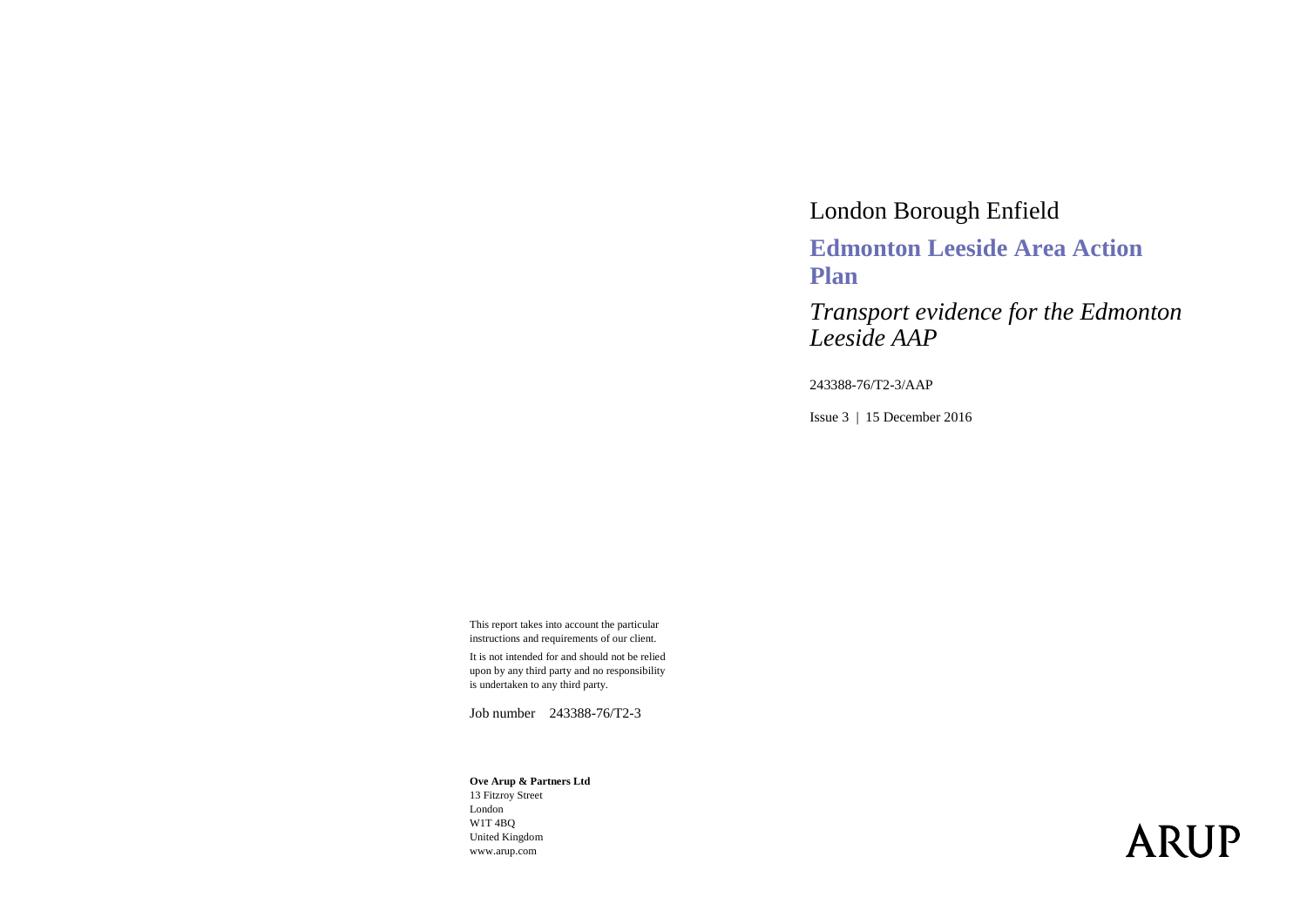London Borough Enfield

# Edmonton Leeside Area Action Plan

## *Transport evidence for the Edmonton Leeside AAP*

243388-76/T2-3/AAP

Issue 3 | 15 December 2016

This report takes into account the particular instructions and requirements of our client.

It is not intended for and should not be relied upon by any third party and no responsibility is undertaken to any third party.

Job number 243388-76/T2-3

**Ove Arup & Partners Ltd**
13 Fitzroy Street
London
W1T 4BQ
United Kingdom
www.arup.com

ARUP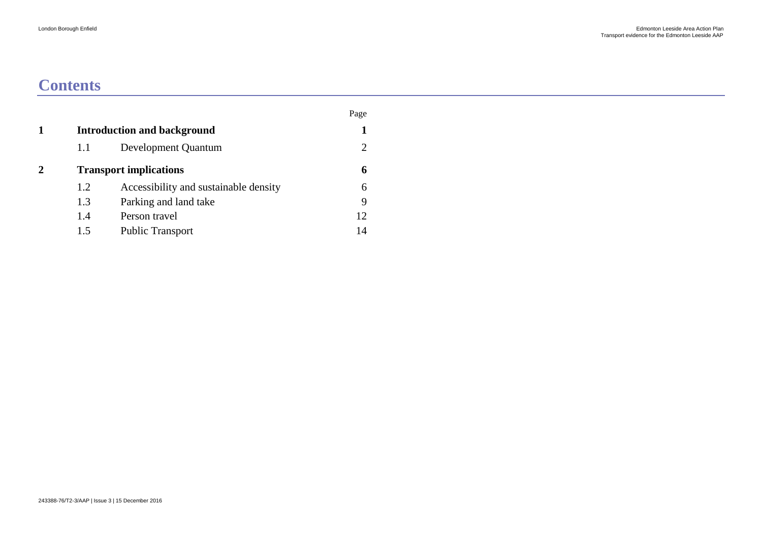# Contents

| | | | Page |
|---|---|---|---|
| **1** | **Introduction and background** | | **1** |
| | 1.1 | Development Quantum | 2 |
| **2** | **Transport implications** | | **6** |
| | 1.2 | Accessibility and sustainable density | 6 |
| | 1.3 | Parking and land take | 9 |
| | 1.4 | Person travel | 12 |
| | 1.5 | Public Transport | 14 |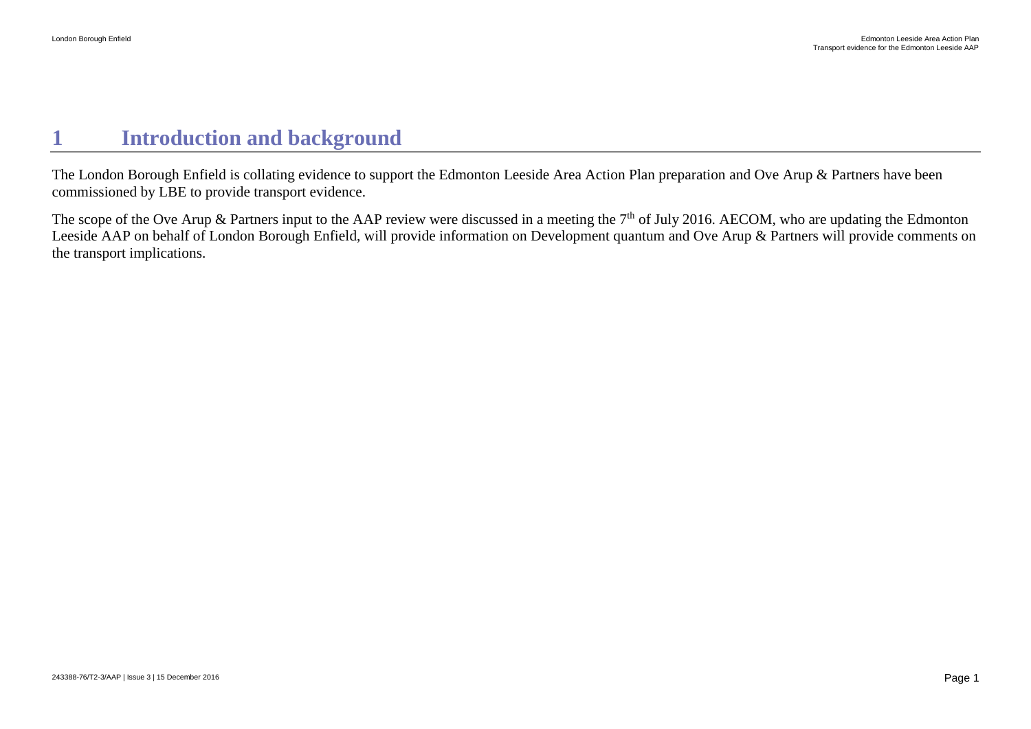# 1 Introduction and background

The London Borough Enfield is collating evidence to support the Edmonton Leeside Area Action Plan preparation and Ove Arup & Partners have been commissioned by LBE to provide transport evidence.

The scope of the Ove Arup & Partners input to the AAP review were discussed in a meeting the 7th of July 2016. AECOM, who are updating the Edmonton Leeside AAP on behalf of London Borough Enfield, will provide information on Development quantum and Ove Arup & Partners will provide comments on the transport implications.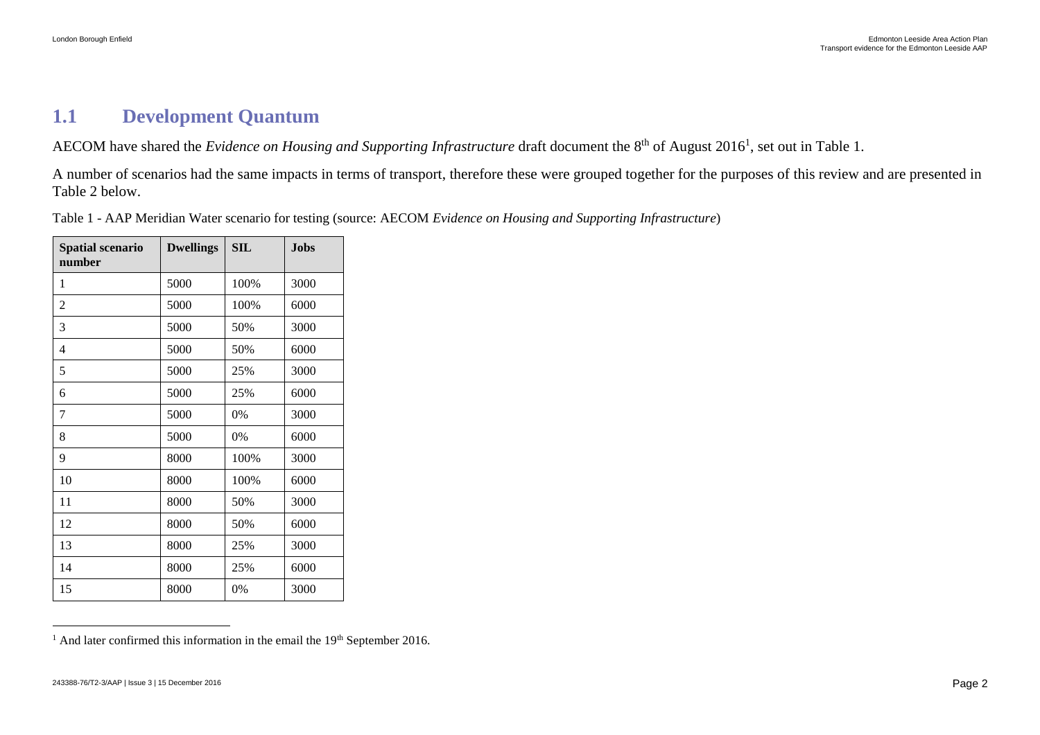## 1.1 Development Quantum

AECOM have shared the *Evidence on Housing and Supporting Infrastructure* draft document the 8th of August 2016[1], set out in Table 1.

A number of scenarios had the same impacts in terms of transport, therefore these were grouped together for the purposes of this review and are presented in Table 2 below.

Table 1 - AAP Meridian Water scenario for testing (source: AECOM *Evidence on Housing and Supporting Infrastructure*)

| Spatial scenario number | Dwellings | SIL | Jobs |
|---|---|---|---|
| 1 | 5000 | 100% | 3000 |
| 2 | 5000 | 100% | 6000 |
| 3 | 5000 | 50% | 3000 |
| 4 | 5000 | 50% | 6000 |
| 5 | 5000 | 25% | 3000 |
| 6 | 5000 | 25% | 6000 |
| 7 | 5000 | 0% | 3000 |
| 8 | 5000 | 0% | 6000 |
| 9 | 8000 | 100% | 3000 |
| 10 | 8000 | 100% | 6000 |
| 11 | 8000 | 50% | 3000 |
| 12 | 8000 | 50% | 6000 |
| 13 | 8000 | 25% | 3000 |
| 14 | 8000 | 25% | 6000 |
| 15 | 8000 | 0% | 3000 |

[1] And later confirmed this information in the email the 19th September 2016.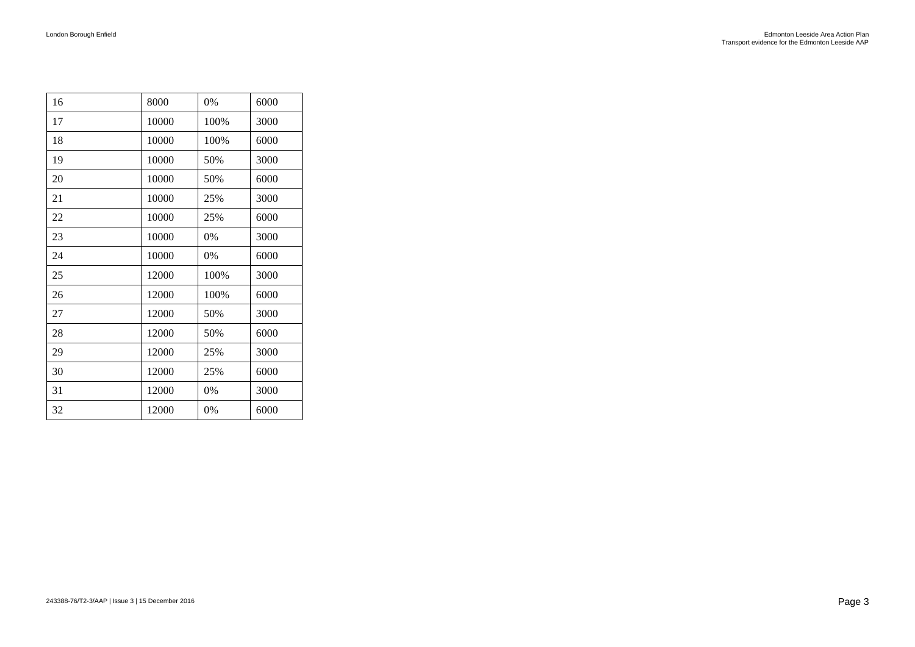| 16 | 8000 | 0% | 6000 |
|---|---|---|---|
| 17 | 10000 | 100% | 3000 |
| 18 | 10000 | 100% | 6000 |
| 19 | 10000 | 50% | 3000 |
| 20 | 10000 | 50% | 6000 |
| 21 | 10000 | 25% | 3000 |
| 22 | 10000 | 25% | 6000 |
| 23 | 10000 | 0% | 3000 |
| 24 | 10000 | 0% | 6000 |
| 25 | 12000 | 100% | 3000 |
| 26 | 12000 | 100% | 6000 |
| 27 | 12000 | 50% | 3000 |
| 28 | 12000 | 50% | 6000 |
| 29 | 12000 | 25% | 3000 |
| 30 | 12000 | 25% | 6000 |
| 31 | 12000 | 0% | 3000 |
| 32 | 12000 | 0% | 6000 |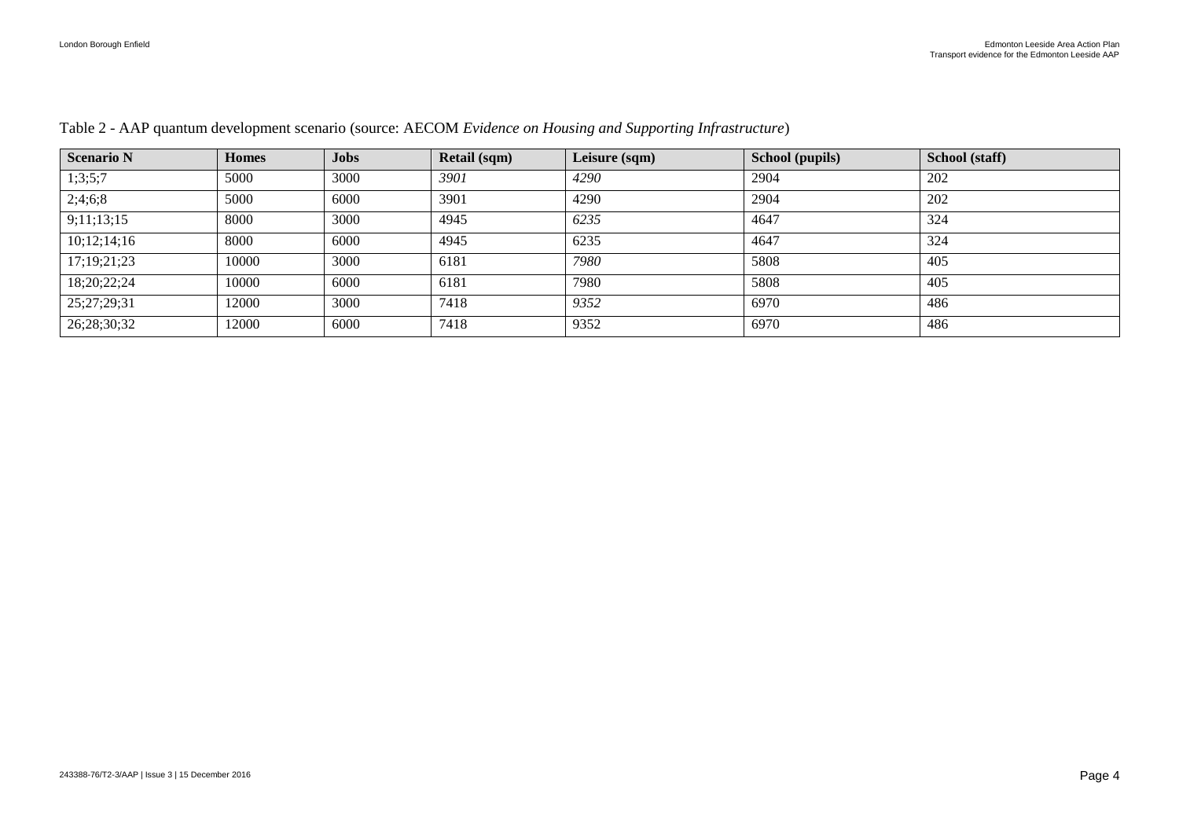Table 2 - AAP quantum development scenario (source: AECOM *Evidence on Housing and Supporting Infrastructure*)

| Scenario N | Homes | Jobs | Retail (sqm) | Leisure (sqm) | School (pupils) | School (staff) |
|---|---|---|---|---|---|---|
| 1;3;5;7 | 5000 | 3000 | *3901* | *4290* | 2904 | 202 |
| 2;4;6;8 | 5000 | 6000 | 3901 | 4290 | 2904 | 202 |
| 9;11;13;15 | 8000 | 3000 | 4945 | *6235* | 4647 | 324 |
| 10;12;14;16 | 8000 | 6000 | 4945 | 6235 | 4647 | 324 |
| 17;19;21;23 | 10000 | 3000 | 6181 | *7980* | 5808 | 405 |
| 18;20;22;24 | 10000 | 6000 | 6181 | 7980 | 5808 | 405 |
| 25;27;29;31 | 12000 | 3000 | 7418 | *9352* | 6970 | 486 |
| 26;28;30;32 | 12000 | 6000 | 7418 | 9352 | 6970 | 486 |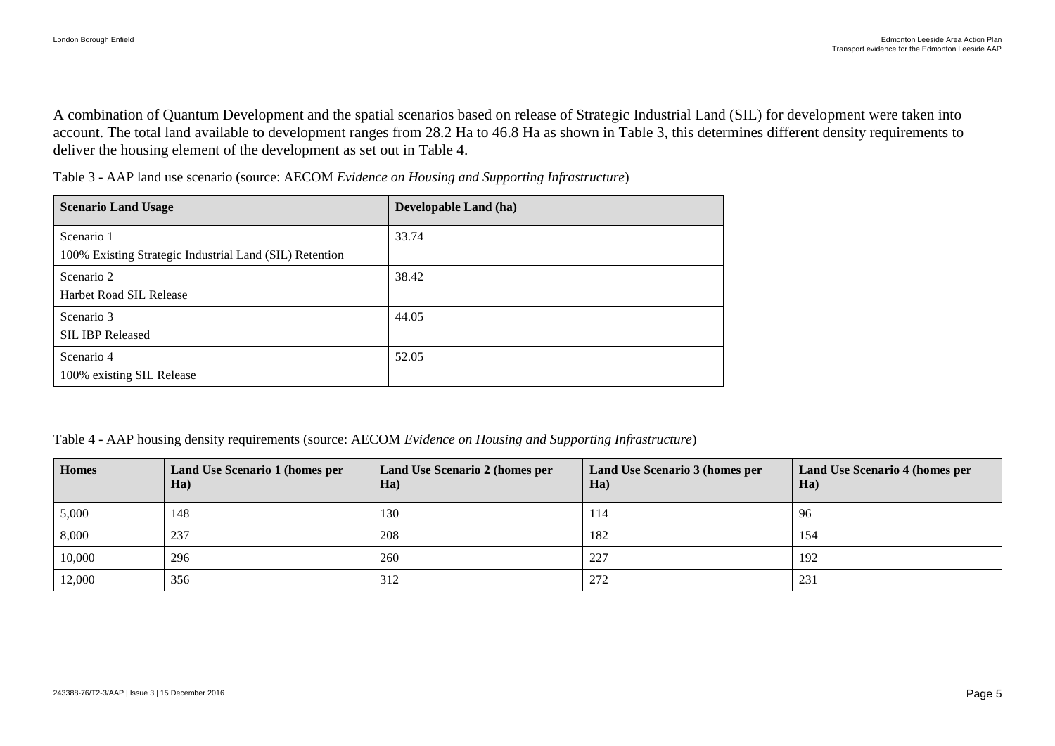A combination of Quantum Development and the spatial scenarios based on release of Strategic Industrial Land (SIL) for development were taken into account. The total land available to development ranges from 28.2 Ha to 46.8 Ha as shown in Table 3, this determines different density requirements to deliver the housing element of the development as set out in Table 4.

Table 3 - AAP land use scenario (source: AECOM *Evidence on Housing and Supporting Infrastructure*)

| Scenario Land Usage | Developable Land (ha) |
| --- | --- |
| Scenario 1<br>100% Existing Strategic Industrial Land (SIL) Retention | 33.74 |
| Scenario 2<br>Harbet Road SIL Release | 38.42 |
| Scenario 3<br>SIL IBP Released | 44.05 |
| Scenario 4<br>100% existing SIL Release | 52.05 |

Table 4 - AAP housing density requirements (source: AECOM *Evidence on Housing and Supporting Infrastructure*)

| Homes | Land Use Scenario 1 (homes per Ha) | Land Use Scenario 2 (homes per Ha) | Land Use Scenario 3 (homes per Ha) | Land Use Scenario 4 (homes per Ha) |
| --- | --- | --- | --- | --- |
| 5,000 | 148 | 130 | 114 | 96 |
| 8,000 | 237 | 208 | 182 | 154 |
| 10,000 | 296 | 260 | 227 | 192 |
| 12,000 | 356 | 312 | 272 | 231 |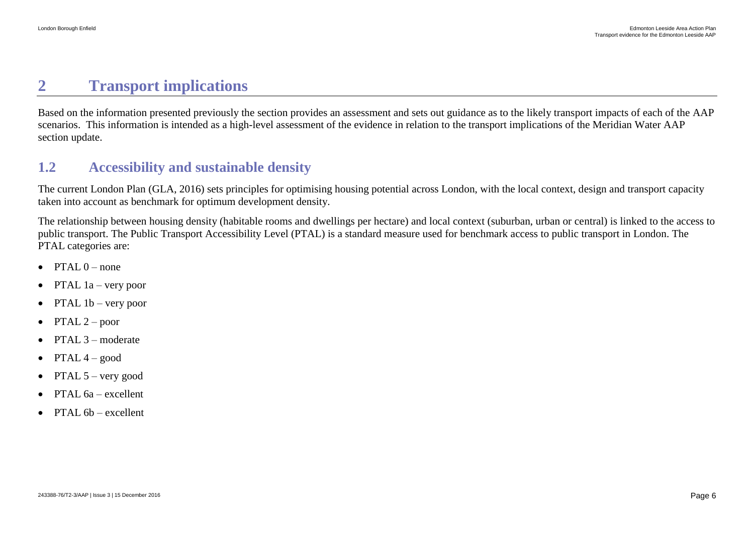# 2 Transport implications

Based on the information presented previously the section provides an assessment and sets out guidance as to the likely transport impacts of each of the AAP scenarios. This information is intended as a high-level assessment of the evidence in relation to the transport implications of the Meridian Water AAP section update.

## 1.2 Accessibility and sustainable density

The current London Plan (GLA, 2016) sets principles for optimising housing potential across London, with the local context, design and transport capacity taken into account as benchmark for optimum development density.

The relationship between housing density (habitable rooms and dwellings per hectare) and local context (suburban, urban or central) is linked to the access to public transport. The Public Transport Accessibility Level (PTAL) is a standard measure used for benchmark access to public transport in London. The PTAL categories are:

- PTAL 0 – none
- PTAL 1a – very poor
- PTAL 1b – very poor
- PTAL 2 – poor
- PTAL 3 – moderate
- PTAL 4 – good
- PTAL 5 – very good
- PTAL 6a – excellent
- PTAL 6b – excellent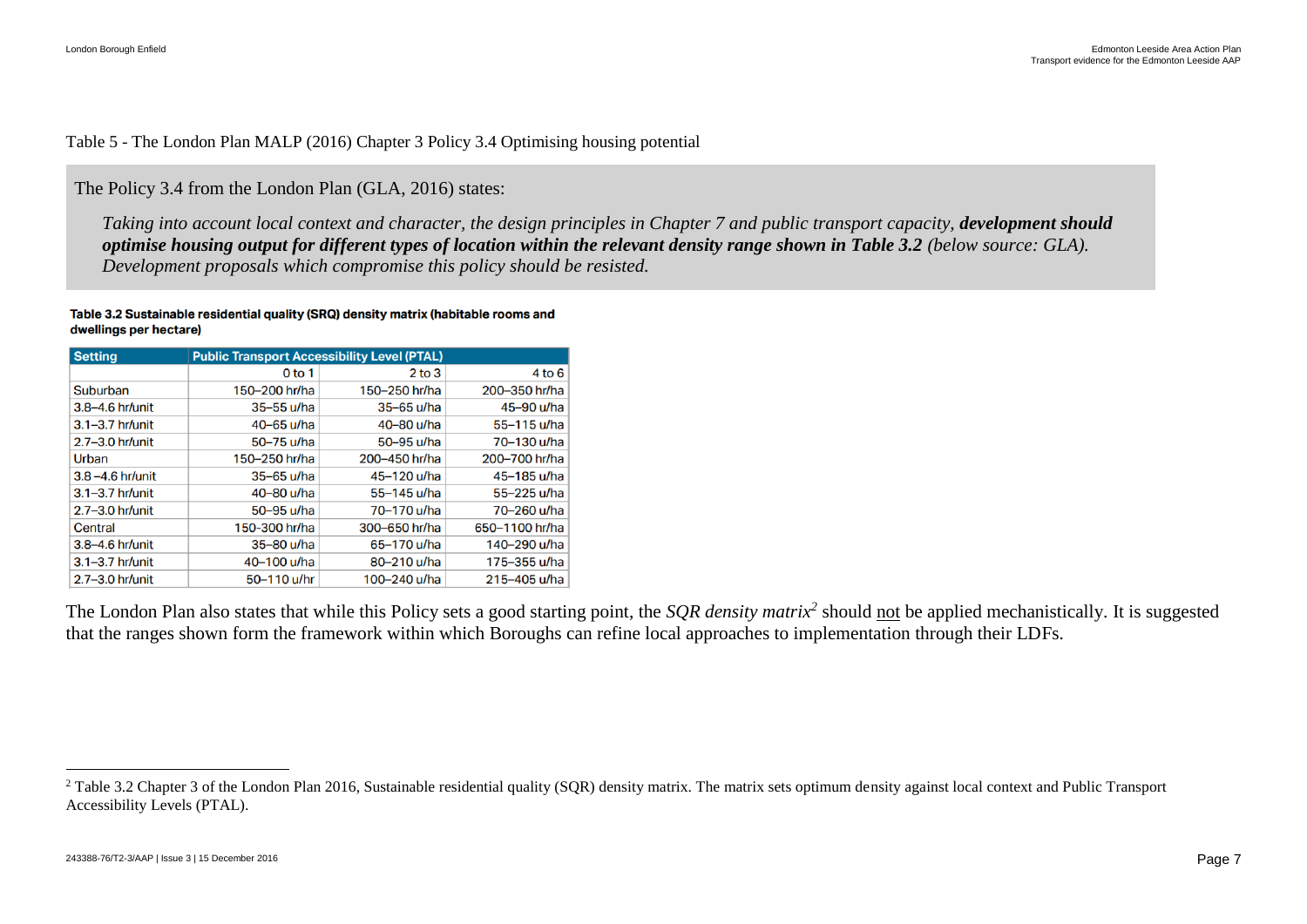Table 5 - The London Plan MALP (2016) Chapter 3 Policy 3.4 Optimising housing potential

The Policy 3.4 from the London Plan (GLA, 2016) states:

> *Taking into account local context and character, the design principles in Chapter 7 and public transport capacity, **development should optimise housing output for different types of location within the relevant density range shown in Table 3.2** (below source: GLA). Development proposals which compromise this policy should be resisted.*

**Table 3.2 Sustainable residential quality (SRQ) density matrix (habitable rooms and dwellings per hectare)**

| Setting | Public Transport Accessibility Level (PTAL) | | |
|---|---|---|---|
| | 0 to 1 | 2 to 3 | 4 to 6 |
| Suburban | 150–200 hr/ha | 150–250 hr/ha | 200–350 hr/ha |
| 3.8–4.6 hr/unit | 35–55 u/ha | 35–65 u/ha | 45–90 u/ha |
| 3.1–3.7 hr/unit | 40–65 u/ha | 40–80 u/ha | 55–115 u/ha |
| 2.7–3.0 hr/unit | 50–75 u/ha | 50–95 u/ha | 70–130 u/ha |
| Urban | 150–250 hr/ha | 200–450 hr/ha | 200–700 hr/ha |
| 3.8 –4.6 hr/unit | 35–65 u/ha | 45–120 u/ha | 45–185 u/ha |
| 3.1–3.7 hr/unit | 40–80 u/ha | 55–145 u/ha | 55–225 u/ha |
| 2.7–3.0 hr/unit | 50–95 u/ha | 70–170 u/ha | 70–260 u/ha |
| Central | 150-300 hr/ha | 300–650 hr/ha | 650–1100 hr/ha |
| 3.8–4.6 hr/unit | 35–80 u/ha | 65–170 u/ha | 140–290 u/ha |
| 3.1–3.7 hr/unit | 40–100 u/ha | 80–210 u/ha | 175–355 u/ha |
| 2.7–3.0 hr/unit | 50–110 u/hr | 100–240 u/ha | 215–405 u/ha |

The London Plan also states that while this Policy sets a good starting point, the *SQR density matrix*[2] should not be applied mechanistically. It is suggested that the ranges shown form the framework within which Boroughs can refine local approaches to implementation through their LDFs.

[2] Table 3.2 Chapter 3 of the London Plan 2016, Sustainable residential quality (SQR) density matrix. The matrix sets optimum density against local context and Public Transport Accessibility Levels (PTAL).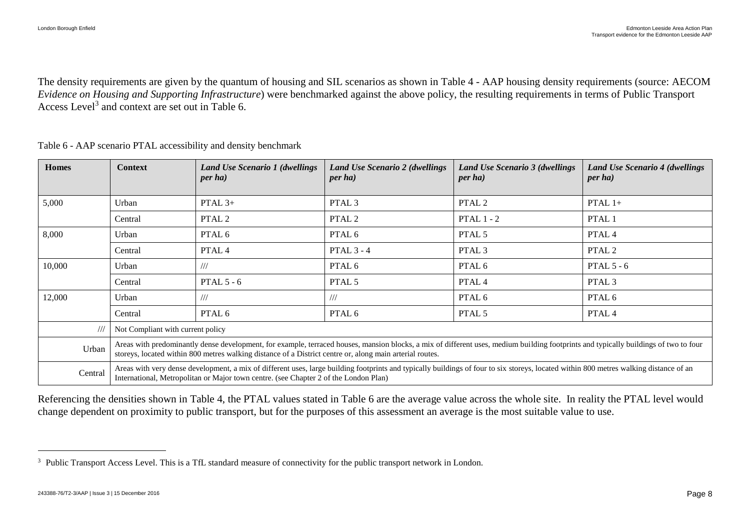The density requirements are given by the quantum of housing and SIL scenarios as shown in Table 4 - AAP housing density requirements (source: AECOM *Evidence on Housing and Supporting Infrastructure*) were benchmarked against the above policy, the resulting requirements in terms of Public Transport Access Level[3] and context are set out in Table 6.

Table 6 - AAP scenario PTAL accessibility and density benchmark

| Homes | Context | *Land Use Scenario 1 (dwellings per ha)* | *Land Use Scenario 2 (dwellings per ha)* | *Land Use Scenario 3 (dwellings per ha)* | *Land Use Scenario 4 (dwellings per ha)* |
|---|---|---|---|---|---|
| 5,000 | Urban | PTAL 3+ | PTAL 3 | PTAL 2 | PTAL 1+ |
| | Central | PTAL 2 | PTAL 2 | PTAL 1 - 2 | PTAL 1 |
| 8,000 | Urban | PTAL 6 | PTAL 6 | PTAL 5 | PTAL 4 |
| | Central | PTAL 4 | PTAL 3 - 4 | PTAL 3 | PTAL 2 |
| 10,000 | Urban | /// | PTAL 6 | PTAL 6 | PTAL 5 - 6 |
| | Central | PTAL 5 - 6 | PTAL 5 | PTAL 4 | PTAL 3 |
| 12,000 | Urban | /// | /// | PTAL 6 | PTAL 6 |
| | Central | PTAL 6 | PTAL 6 | PTAL 5 | PTAL 4 |
| /// | Not Compliant with current policy | | | | |
| Urban | Areas with predominantly dense development, for example, terraced houses, mansion blocks, a mix of different uses, medium building footprints and typically buildings of two to four storeys, located within 800 metres walking distance of a District centre or, along main arterial routes. | | | | |
| Central | Areas with very dense development, a mix of different uses, large building footprints and typically buildings of four to six storeys, located within 800 metres walking distance of an International, Metropolitan or Major town centre. (see Chapter 2 of the London Plan) | | | | |

Referencing the densities shown in Table 4, the PTAL values stated in Table 6 are the average value across the whole site. In reality the PTAL level would change dependent on proximity to public transport, but for the purposes of this assessment an average is the most suitable value to use.

[3] Public Transport Access Level. This is a TfL standard measure of connectivity for the public transport network in London.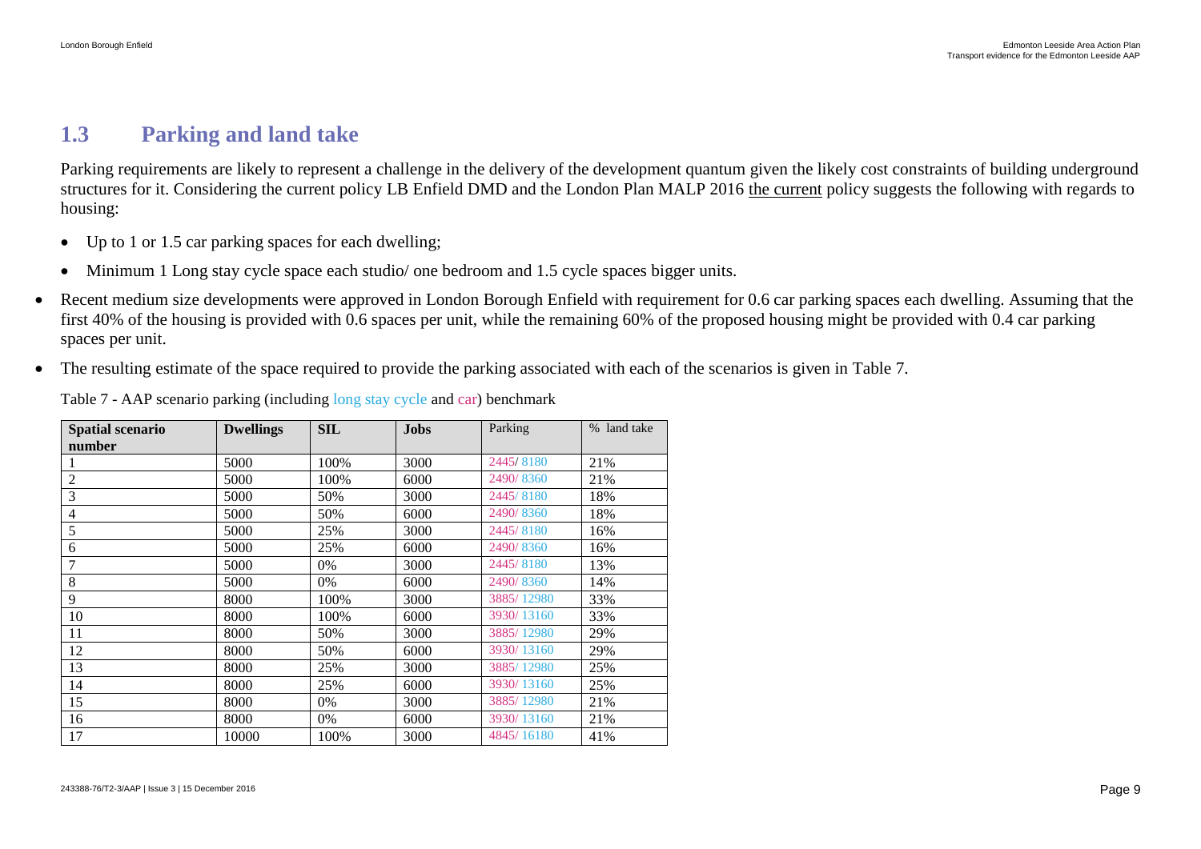## 1.3 Parking and land take

Parking requirements are likely to represent a challenge in the delivery of the development quantum given the likely cost constraints of building underground structures for it. Considering the current policy LB Enfield DMD and the London Plan MALP 2016 the current policy suggests the following with regards to housing:

- Up to 1 or 1.5 car parking spaces for each dwelling;
- Minimum 1 Long stay cycle space each studio/ one bedroom and 1.5 cycle spaces bigger units.

- Recent medium size developments were approved in London Borough Enfield with requirement for 0.6 car parking spaces each dwelling. Assuming that the first 40% of the housing is provided with 0.6 spaces per unit, while the remaining 60% of the proposed housing might be provided with 0.4 car parking spaces per unit.
- The resulting estimate of the space required to provide the parking associated with each of the scenarios is given in Table 7.

Table 7 - AAP scenario parking (including long stay cycle and car) benchmark

| Spatial scenario number | Dwellings | SIL | Jobs | Parking | % land take |
|---|---|---|---|---|---|
| 1 | 5000 | 100% | 3000 | 2445/ 8180 | 21% |
| 2 | 5000 | 100% | 6000 | 2490/ 8360 | 21% |
| 3 | 5000 | 50% | 3000 | 2445/ 8180 | 18% |
| 4 | 5000 | 50% | 6000 | 2490/ 8360 | 18% |
| 5 | 5000 | 25% | 3000 | 2445/ 8180 | 16% |
| 6 | 5000 | 25% | 6000 | 2490/ 8360 | 16% |
| 7 | 5000 | 0% | 3000 | 2445/ 8180 | 13% |
| 8 | 5000 | 0% | 6000 | 2490/ 8360 | 14% |
| 9 | 8000 | 100% | 3000 | 3885/ 12980 | 33% |
| 10 | 8000 | 100% | 6000 | 3930/ 13160 | 33% |
| 11 | 8000 | 50% | 3000 | 3885/ 12980 | 29% |
| 12 | 8000 | 50% | 6000 | 3930/ 13160 | 29% |
| 13 | 8000 | 25% | 3000 | 3885/ 12980 | 25% |
| 14 | 8000 | 25% | 6000 | 3930/ 13160 | 25% |
| 15 | 8000 | 0% | 3000 | 3885/ 12980 | 21% |
| 16 | 8000 | 0% | 6000 | 3930/ 13160 | 21% |
| 17 | 10000 | 100% | 3000 | 4845/ 16180 | 41% |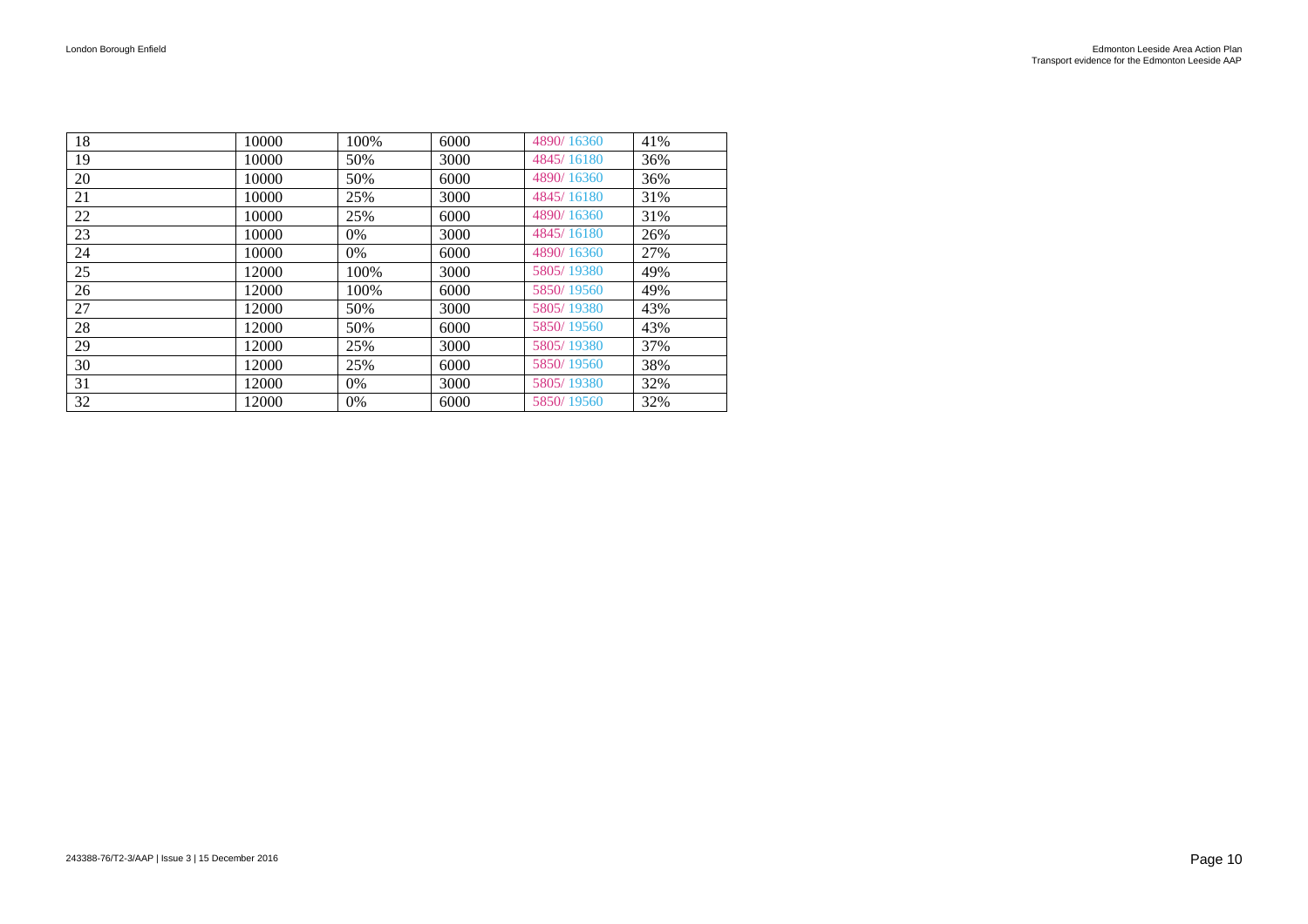| 18 | 10000 | 100% | 6000 | 4890/ 16360 | 41% |
|---|---|---|---|---|---|
| 19 | 10000 | 50% | 3000 | 4845/ 16180 | 36% |
| 20 | 10000 | 50% | 6000 | 4890/ 16360 | 36% |
| 21 | 10000 | 25% | 3000 | 4845/ 16180 | 31% |
| 22 | 10000 | 25% | 6000 | 4890/ 16360 | 31% |
| 23 | 10000 | 0% | 3000 | 4845/ 16180 | 26% |
| 24 | 10000 | 0% | 6000 | 4890/ 16360 | 27% |
| 25 | 12000 | 100% | 3000 | 5805/ 19380 | 49% |
| 26 | 12000 | 100% | 6000 | 5850/ 19560 | 49% |
| 27 | 12000 | 50% | 3000 | 5805/ 19380 | 43% |
| 28 | 12000 | 50% | 6000 | 5850/ 19560 | 43% |
| 29 | 12000 | 25% | 3000 | 5805/ 19380 | 37% |
| 30 | 12000 | 25% | 6000 | 5850/ 19560 | 38% |
| 31 | 12000 | 0% | 3000 | 5805/ 19380 | 32% |
| 32 | 12000 | 0% | 6000 | 5850/ 19560 | 32% |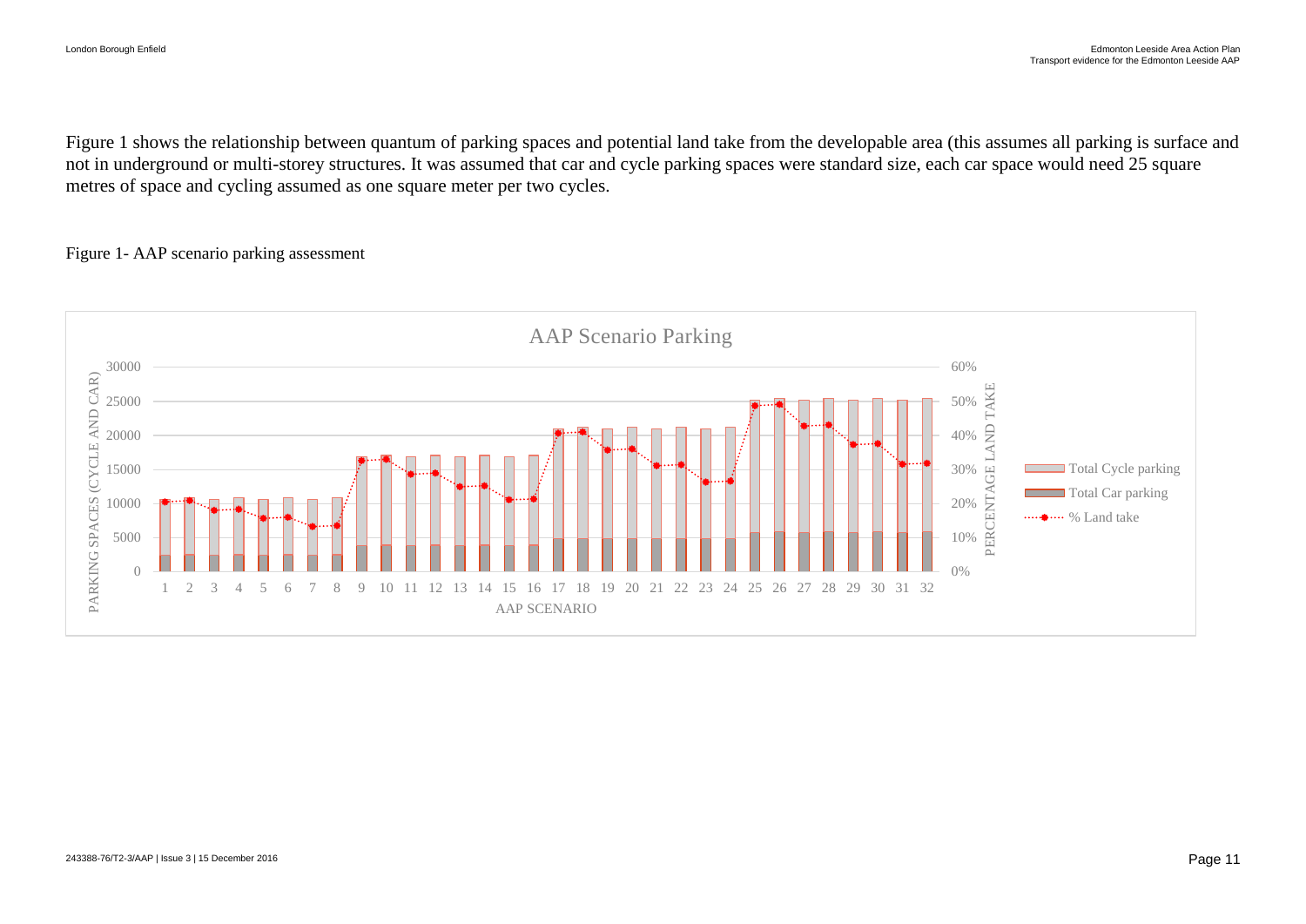Figure 1 shows the relationship between quantum of parking spaces and potential land take from the developable area (this assumes all parking is surface and not in underground or multi-storey structures. It was assumed that car and cycle parking spaces were standard size, each car space would need 25 square metres of space and cycling assumed as one square meter per two cycles.

Figure 1- AAP scenario parking assessment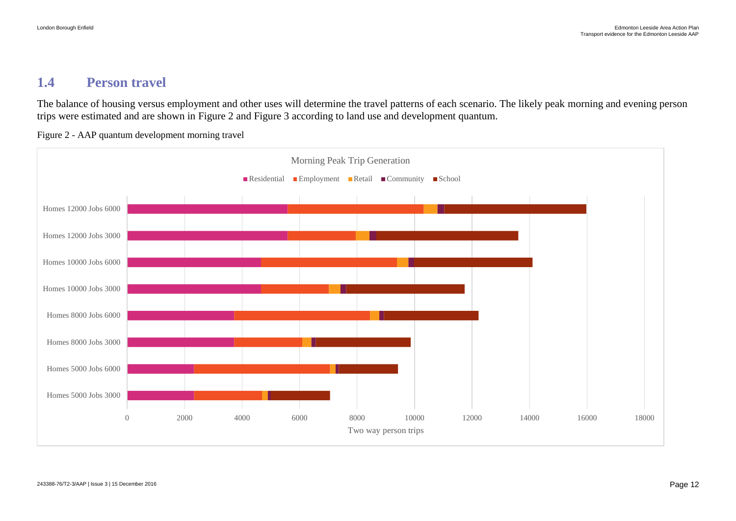## 1.4 Person travel

The balance of housing versus employment and other uses will determine the travel patterns of each scenario. The likely peak morning and evening person trips were estimated and are shown in Figure 2 and Figure 3 according to land use and development quantum.

Figure 2 - AAP quantum development morning travel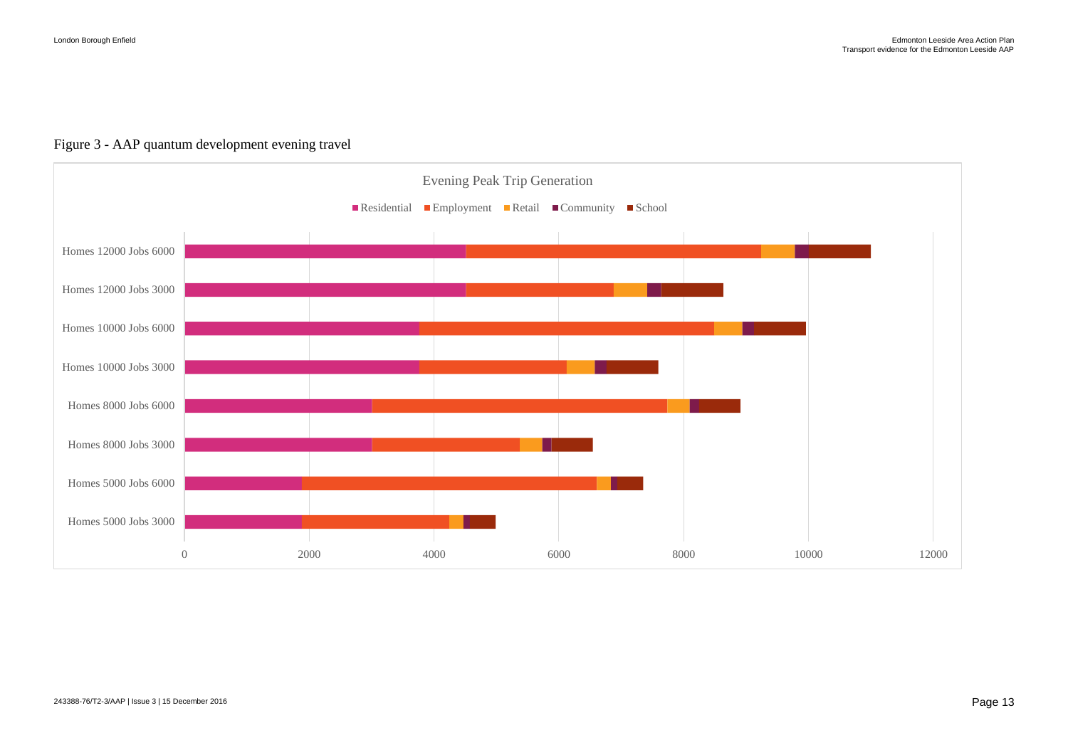Figure 3 - AAP quantum development evening travel

**Evening Peak Trip Generation**

Residential | Employment | Retail | Community | School

- Homes 12000 Jobs 6000
- Homes 12000 Jobs 3000
- Homes 10000 Jobs 6000
- Homes 10000 Jobs 3000
- Homes 8000 Jobs 6000
- Homes 8000 Jobs 3000
- Homes 5000 Jobs 6000
- Homes 5000 Jobs 3000

0 | 2000 | 4000 | 6000 | 8000 | 10000 | 12000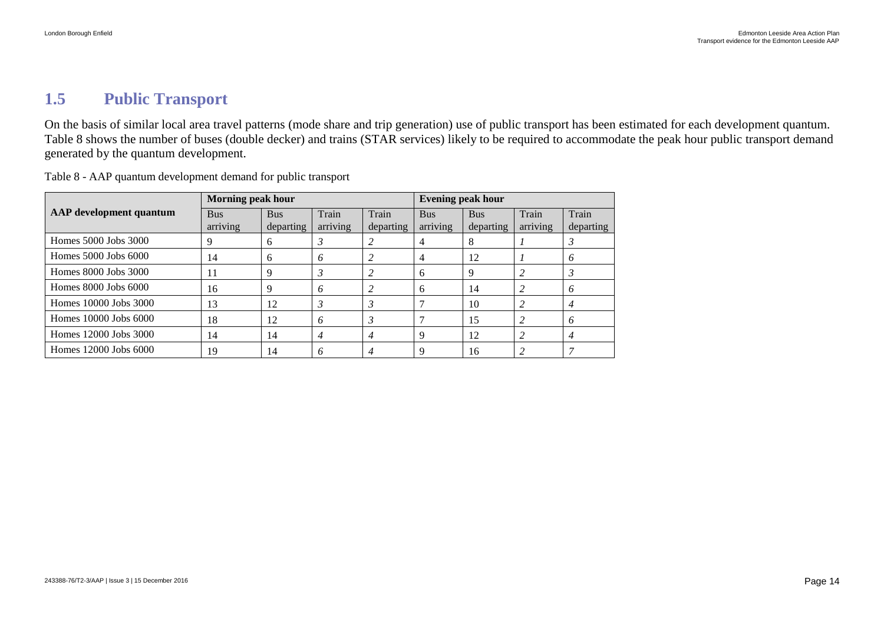## 1.5 Public Transport

On the basis of similar local area travel patterns (mode share and trip generation) use of public transport has been estimated for each development quantum. Table 8 shows the number of buses (double decker) and trains (STAR services) likely to be required to accommodate the peak hour public transport demand generated by the quantum development.

Table 8 - AAP quantum development demand for public transport

| AAP development quantum | Morning peak hour | | | | Evening peak hour | | | |
|---|---|---|---|---|---|---|---|---|
| | Bus arriving | Bus departing | Train arriving | Train departing | Bus arriving | Bus departing | Train arriving | Train departing |
| Homes 5000 Jobs 3000 | 9 | 6 | *3* | *2* | 4 | 8 | *1* | *3* |
| Homes 5000 Jobs 6000 | 14 | 6 | *6* | *2* | 4 | 12 | *1* | *6* |
| Homes 8000 Jobs 3000 | 11 | 9 | *3* | *2* | 6 | 9 | *2* | *3* |
| Homes 8000 Jobs 6000 | 16 | 9 | *6* | *2* | 6 | 14 | *2* | *6* |
| Homes 10000 Jobs 3000 | 13 | 12 | *3* | *3* | 7 | 10 | *2* | *4* |
| Homes 10000 Jobs 6000 | 18 | 12 | *6* | *3* | 7 | 15 | *2* | *6* |
| Homes 12000 Jobs 3000 | 14 | 14 | *4* | *4* | 9 | 12 | *2* | *4* |
| Homes 12000 Jobs 6000 | 19 | 14 | *6* | *4* | 9 | 16 | *2* | *7* |